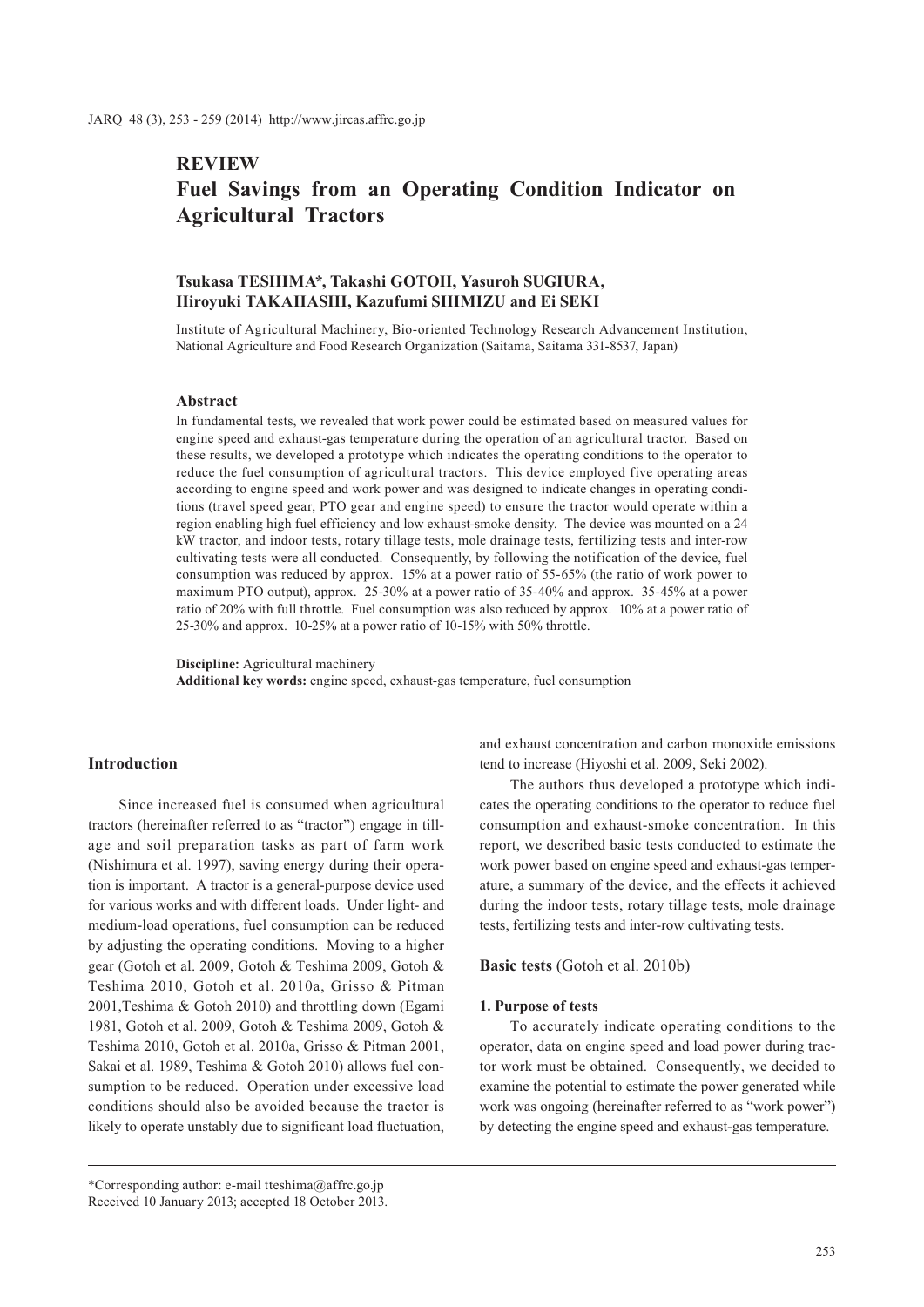## REVIEW

# Fuel Savings from an Operating Condition Indicator on Agricultural Tractors

**Tsukasa TESHIMA\*, Takashi GOTOH, Yasuroh SUGIURA, Hiroyuki TAKAHASHI, Kazufumi SHIMIZU and Ei SEKI**

Institute of Agricultural Machinery, Bio-oriented Technology Research Advancement Institution, National Agriculture and Food Research Organization (Saitama, Saitama 331-8537, Japan)

### Abstract

In fundamental tests, we revealed that work power could be estimated based on measured values for engine speed and exhaust-gas temperature during the operation of an agricultural tractor. Based on these results, we developed a prototype which indicates the operating conditions to the operator to reduce the fuel consumption of agricultural tractors. This device employed five operating areas according to engine speed and work power and was designed to indicate changes in operating conditions (travel speed gear, PTO gear and engine speed) to ensure the tractor would operate within a region enabling high fuel efficiency and low exhaust-smoke density. The device was mounted on a 24 kW tractor, and indoor tests, rotary tillage tests, mole drainage tests, fertilizing tests and inter-row cultivating tests were all conducted. Consequently, by following the notification of the device, fuel consumption was reduced by approx. 15% at a power ratio of 55-65% (the ratio of work power to maximum PTO output), approx. 25-30% at a power ratio of 35-40% and approx. 35-45% at a power ratio of 20% with full throttle. Fuel consumption was also reduced by approx. 10% at a power ratio of 25-30% and approx. 10-25% at a power ratio of 10-15% with 50% throttle.

**Discipline:** Agricultural machinery
**Additional key words:** engine speed, exhaust-gas temperature, fuel consumption

## Introduction

Since increased fuel is consumed when agricultural tractors (hereinafter referred to as "tractor") engage in tillage and soil preparation tasks as part of farm work (Nishimura et al. 1997), saving energy during their operation is important. A tractor is a general-purpose device used for various works and with different loads. Under light- and medium-load operations, fuel consumption can be reduced by adjusting the operating conditions. Moving to a higher gear (Gotoh et al. 2009, Gotoh & Teshima 2009, Gotoh & Teshima 2010, Gotoh et al. 2010a, Grisso & Pitman 2001,Teshima & Gotoh 2010) and throttling down (Egami 1981, Gotoh et al. 2009, Gotoh & Teshima 2009, Gotoh & Teshima 2010, Gotoh et al. 2010a, Grisso & Pitman 2001, Sakai et al. 1989, Teshima & Gotoh 2010) allows fuel consumption to be reduced. Operation under excessive load conditions should also be avoided because the tractor is likely to operate unstably due to significant load fluctuation, and exhaust concentration and carbon monoxide emissions tend to increase (Hiyoshi et al. 2009, Seki 2002).

The authors thus developed a prototype which indicates the operating conditions to the operator to reduce fuel consumption and exhaust-smoke concentration. In this report, we described basic tests conducted to estimate the work power based on engine speed and exhaust-gas temperature, a summary of the device, and the effects it achieved during the indoor tests, rotary tillage tests, mole drainage tests, fertilizing tests and inter-row cultivating tests.

## Basic tests (Gotoh et al. 2010b)

### 1. Purpose of tests

To accurately indicate operating conditions to the operator, data on engine speed and load power during tractor work must be obtained. Consequently, we decided to examine the potential to estimate the power generated while work was ongoing (hereinafter referred to as "work power") by detecting the engine speed and exhaust-gas temperature.

\*Corresponding author: e-mail tteshima@affrc.go.jp
Received 10 January 2013; accepted 18 October 2013.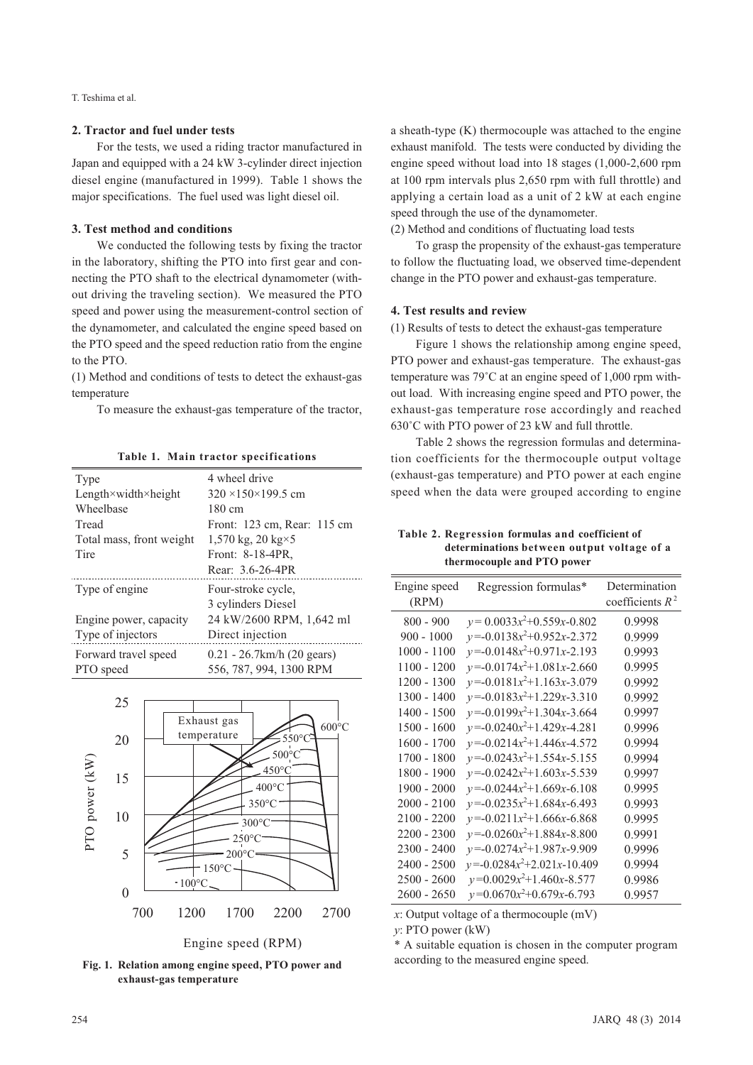## 2. Tractor and fuel under tests

For the tests, we used a riding tractor manufactured in Japan and equipped with a 24 kW 3-cylinder direct injection diesel engine (manufactured in 1999). Table 1 shows the major specifications. The fuel used was light diesel oil.

## 3. Test method and conditions

We conducted the following tests by fixing the tractor in the laboratory, shifting the PTO into first gear and connecting the PTO shaft to the electrical dynamometer (without driving the traveling section). We measured the PTO speed and power using the measurement-control section of the dynamometer, and calculated the engine speed based on the PTO speed and the speed reduction ratio from the engine to the PTO.

(1) Method and conditions of tests to detect the exhaust-gas temperature

To measure the exhaust-gas temperature of the tractor, a sheath-type (K) thermocouple was attached to the engine exhaust manifold. The tests were conducted by dividing the engine speed without load into 18 stages (1,000-2,600 rpm at 100 rpm intervals plus 2,650 rpm with full throttle) and applying a certain load as a unit of 2 kW at each engine speed through the use of the dynamometer.

(2) Method and conditions of fluctuating load tests

To grasp the propensity of the exhaust-gas temperature to follow the fluctuating load, we observed time-dependent change in the PTO power and exhaust-gas temperature.

**Table 1. Main tractor specifications**

| | |
|---|---|
| Type | 4 wheel drive |
| Length×width×height | 320 ×150×199.5 cm |
| Wheelbase | 180 cm |
| Tread | Front: 123 cm, Rear: 115 cm |
| Total mass, front weight | 1,570 kg, 20 kg×5 |
| Tire | Front: 8-18-4PR, Rear: 3.6-26-4PR |
| Type of engine | Four-stroke cycle, 3 cylinders Diesel |
| Engine power, capacity | 24 kW/2600 RPM, 1,642 ml |
| Type of injectors | Direct injection |
| Forward travel speed | 0.21 - 26.7km/h (20 gears) |
| PTO speed | 556, 787, 994, 1300 RPM |

**Fig. 1. Relation among engine speed, PTO power and exhaust-gas temperature**

## 4. Test results and review

(1) Results of tests to detect the exhaust-gas temperature

Figure 1 shows the relationship among engine speed, PTO power and exhaust-gas temperature. The exhaust-gas temperature was 79˚C at an engine speed of 1,000 rpm without load. With increasing engine speed and PTO power, the exhaust-gas temperature rose accordingly and reached 630˚C with PTO power of 23 kW and full throttle.

Table 2 shows the regression formulas and determination coefficients for the thermocouple output voltage (exhaust-gas temperature) and PTO power at each engine speed when the data were grouped according to engine

**Table 2. Regression formulas and coefficient of determinations between output voltage of a thermocouple and PTO power**

| Engine speed (RPM) | Regression formulas* | Determination coefficients $R^2$ |
|---|---|---|
| 800 - 900 | $y = 0.0033x^2+0.559x-0.802$ | 0.9998 |
| 900 - 1000 | $y=-0.0138x^2+0.952x-2.372$ | 0.9999 |
| 1000 - 1100 | $y=-0.0148x^2+0.971x-2.193$ | 0.9993 |
| 1100 - 1200 | $y=-0.0174x^2+1.081x-2.660$ | 0.9995 |
| 1200 - 1300 | $y=-0.0181x^2+1.163x-3.079$ | 0.9992 |
| 1300 - 1400 | $y=-0.0183x^2+1.229x-3.310$ | 0.9992 |
| 1400 - 1500 | $y=-0.0199x^2+1.304x-3.664$ | 0.9997 |
| 1500 - 1600 | $y=-0.0240x^2+1.429x-4.281$ | 0.9996 |
| 1600 - 1700 | $y=-0.0214x^2+1.446x-4.572$ | 0.9994 |
| 1700 - 1800 | $y=-0.0243x^2+1.554x-5.155$ | 0.9994 |
| 1800 - 1900 | $y=-0.0242x^2+1.603x-5.539$ | 0.9997 |
| 1900 - 2000 | $y=-0.0244x^2+1.669x-6.108$ | 0.9995 |
| 2000 - 2100 | $y=-0.0235x^2+1.684x-6.493$ | 0.9993 |
| 2100 - 2200 | $y=-0.0211x^2+1.666x-6.868$ | 0.9995 |
| 2200 - 2300 | $y=-0.0260x^2+1.884x-8.800$ | 0.9991 |
| 2300 - 2400 | $y=-0.0274x^2+1.987x-9.909$ | 0.9996 |
| 2400 - 2500 | $y=-0.0284x^2+2.021x-10.409$ | 0.9994 |
| 2500 - 2600 | $y=0.0029x^2+1.460x-8.577$ | 0.9986 |
| 2600 - 2650 | $y=0.0670x^2+0.679x-6.793$ | 0.9957 |

$x$: Output voltage of a thermocouple (mV)

$y$: PTO power (kW)

\* A suitable equation is chosen in the computer program according to the measured engine speed.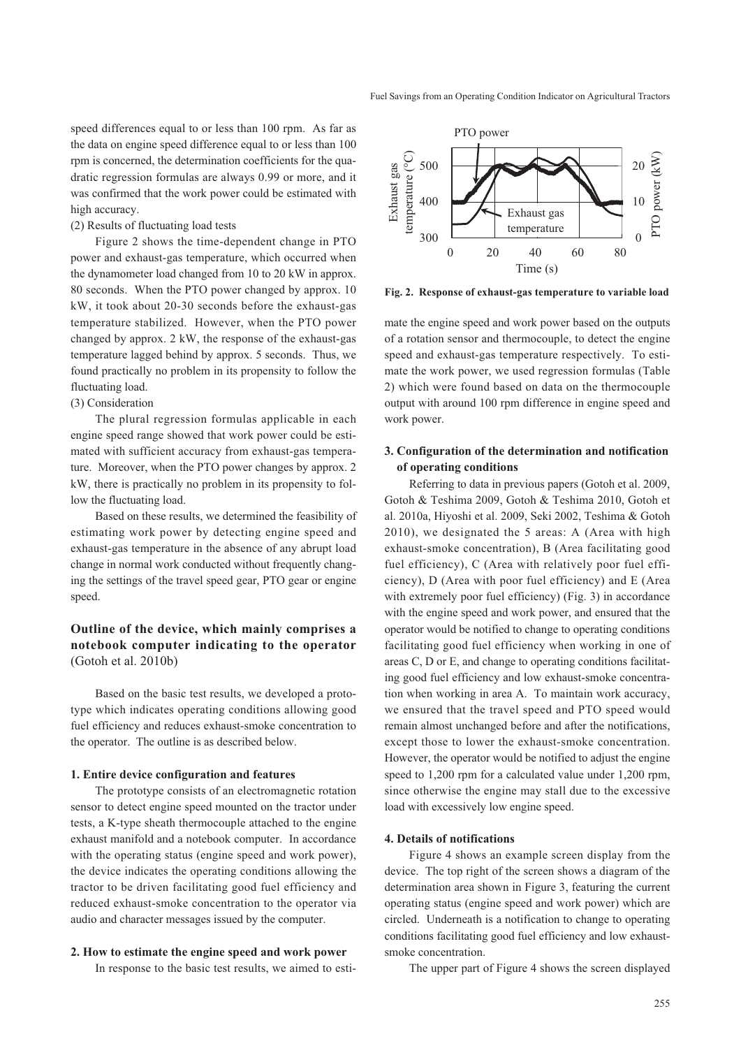speed differences equal to or less than 100 rpm. As far as the data on engine speed difference equal to or less than 100 rpm is concerned, the determination coefficients for the quadratic regression formulas are always 0.99 or more, and it was confirmed that the work power could be estimated with high accuracy.

(2) Results of fluctuating load tests

Figure 2 shows the time-dependent change in PTO power and exhaust-gas temperature, which occurred when the dynamometer load changed from 10 to 20 kW in approx. 80 seconds. When the PTO power changed by approx. 10 kW, it took about 20-30 seconds before the exhaust-gas temperature stabilized. However, when the PTO power changed by approx. 2 kW, the response of the exhaust-gas temperature lagged behind by approx. 5 seconds. Thus, we found practically no problem in its propensity to follow the fluctuating load.

(3) Consideration

The plural regression formulas applicable in each engine speed range showed that work power could be estimated with sufficient accuracy from exhaust-gas temperature. Moreover, when the PTO power changes by approx. 2 kW, there is practically no problem in its propensity to follow the fluctuating load.

Based on these results, we determined the feasibility of estimating work power by detecting engine speed and exhaust-gas temperature in the absence of any abrupt load change in normal work conducted without frequently changing the settings of the travel speed gear, PTO gear or engine speed.

## Outline of the device, which mainly comprises a notebook computer indicating to the operator (Gotoh et al. 2010b)

Based on the basic test results, we developed a prototype which indicates operating conditions allowing good fuel efficiency and reduces exhaust-smoke concentration to the operator. The outline is as described below.

### 1. Entire device configuration and features

The prototype consists of an electromagnetic rotation sensor to detect engine speed mounted on the tractor under tests, a K-type sheath thermocouple attached to the engine exhaust manifold and a notebook computer. In accordance with the operating status (engine speed and work power), the device indicates the operating conditions allowing the tractor to be driven facilitating good fuel efficiency and reduced exhaust-smoke concentration to the operator via audio and character messages issued by the computer.

### 2. How to estimate the engine speed and work power

In response to the basic test results, we aimed to estimate the engine speed and work power based on the outputs of a rotation sensor and thermocouple, to detect the engine speed and exhaust-gas temperature respectively. To estimate the work power, we used regression formulas (Table 2) which were found based on data on the thermocouple output with around 100 rpm difference in engine speed and work power.

**Fig. 2. Response of exhaust-gas temperature to variable load**

### 3. Configuration of the determination and notification of operating conditions

Referring to data in previous papers (Gotoh et al. 2009, Gotoh & Teshima 2009, Gotoh & Teshima 2010, Gotoh et al. 2010a, Hiyoshi et al. 2009, Seki 2002, Teshima & Gotoh 2010), we designated the 5 areas: A (Area with high exhaust-smoke concentration), B (Area facilitating good fuel efficiency), C (Area with relatively poor fuel efficiency), D (Area with poor fuel efficiency) and E (Area with extremely poor fuel efficiency) (Fig. 3) in accordance with the engine speed and work power, and ensured that the operator would be notified to change to operating conditions facilitating good fuel efficiency when working in one of areas C, D or E, and change to operating conditions facilitating good fuel efficiency and low exhaust-smoke concentration when working in area A. To maintain work accuracy, we ensured that the travel speed and PTO speed would remain almost unchanged before and after the notifications, except those to lower the exhaust-smoke concentration. However, the operator would be notified to adjust the engine speed to 1,200 rpm for a calculated value under 1,200 rpm, since otherwise the engine may stall due to the excessive load with excessively low engine speed.

### 4. Details of notifications

Figure 4 shows an example screen display from the device. The top right of the screen shows a diagram of the determination area shown in Figure 3, featuring the current operating status (engine speed and work power) which are circled. Underneath is a notification to change to operating conditions facilitating good fuel efficiency and low exhaust-smoke concentration.

The upper part of Figure 4 shows the screen displayed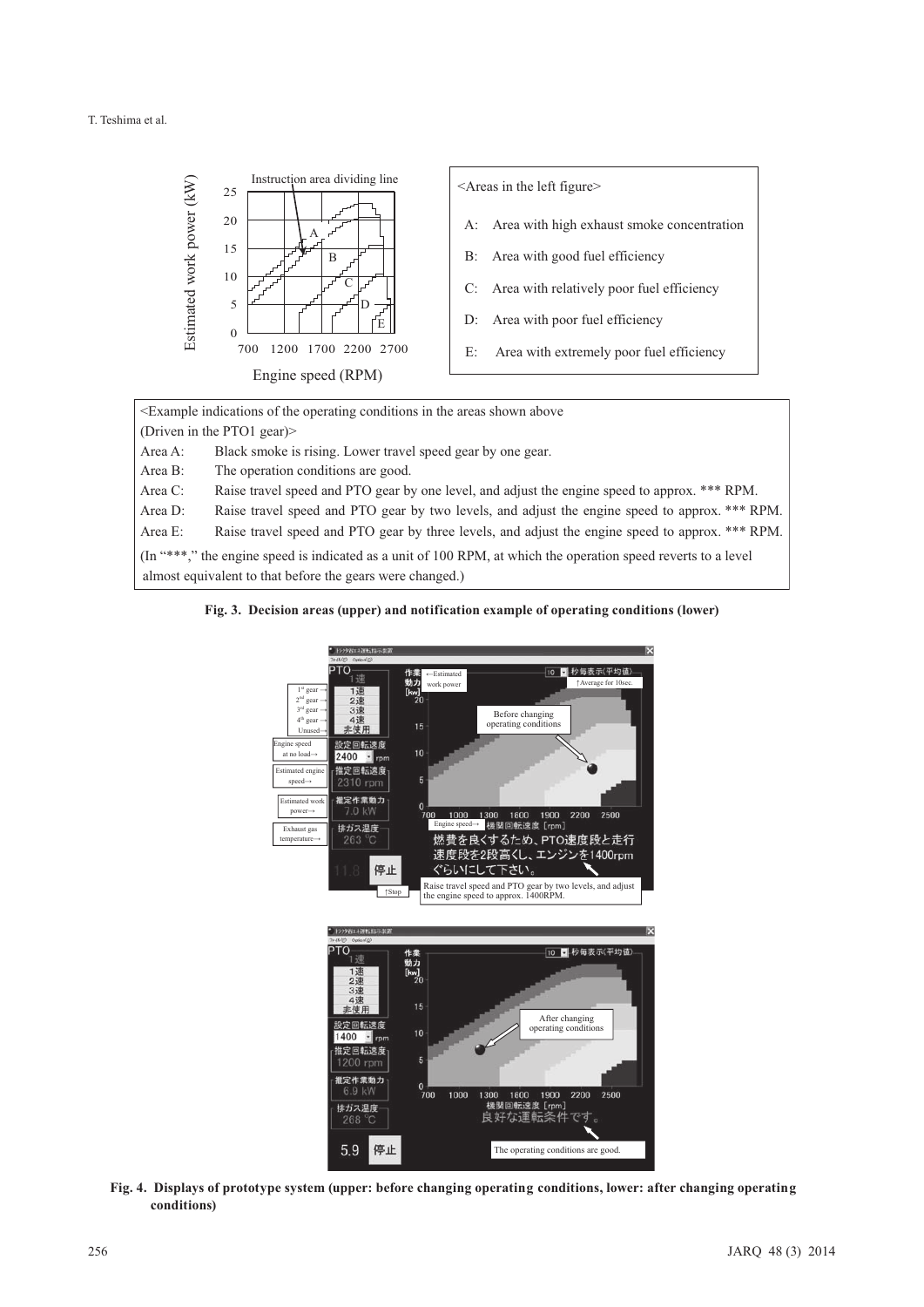<Areas in the left figure>

- A: Area with high exhaust smoke concentration
- B: Area with good fuel efficiency
- C: Area with relatively poor fuel efficiency
- D: Area with poor fuel efficiency
- E: Area with extremely poor fuel efficiency

<Example indications of the operating conditions in the areas shown above (Driven in the PTO1 gear)>

Area A: Black smoke is rising. Lower travel speed gear by one gear.
Area B: The operation conditions are good.
Area C: Raise travel speed and PTO gear by one level, and adjust the engine speed to approx. *** RPM.
Area D: Raise travel speed and PTO gear by two levels, and adjust the engine speed to approx. *** RPM.
Area E: Raise travel speed and PTO gear by three levels, and adjust the engine speed to approx. *** RPM.

(In "***," the engine speed is indicated as a unit of 100 RPM, at which the operation speed reverts to a level almost equivalent to that before the gears were changed.)

**Fig. 3. Decision areas (upper) and notification example of operating conditions (lower)**

**Fig. 4. Displays of prototype system (upper: before changing operating conditions, lower: after changing operating conditions)**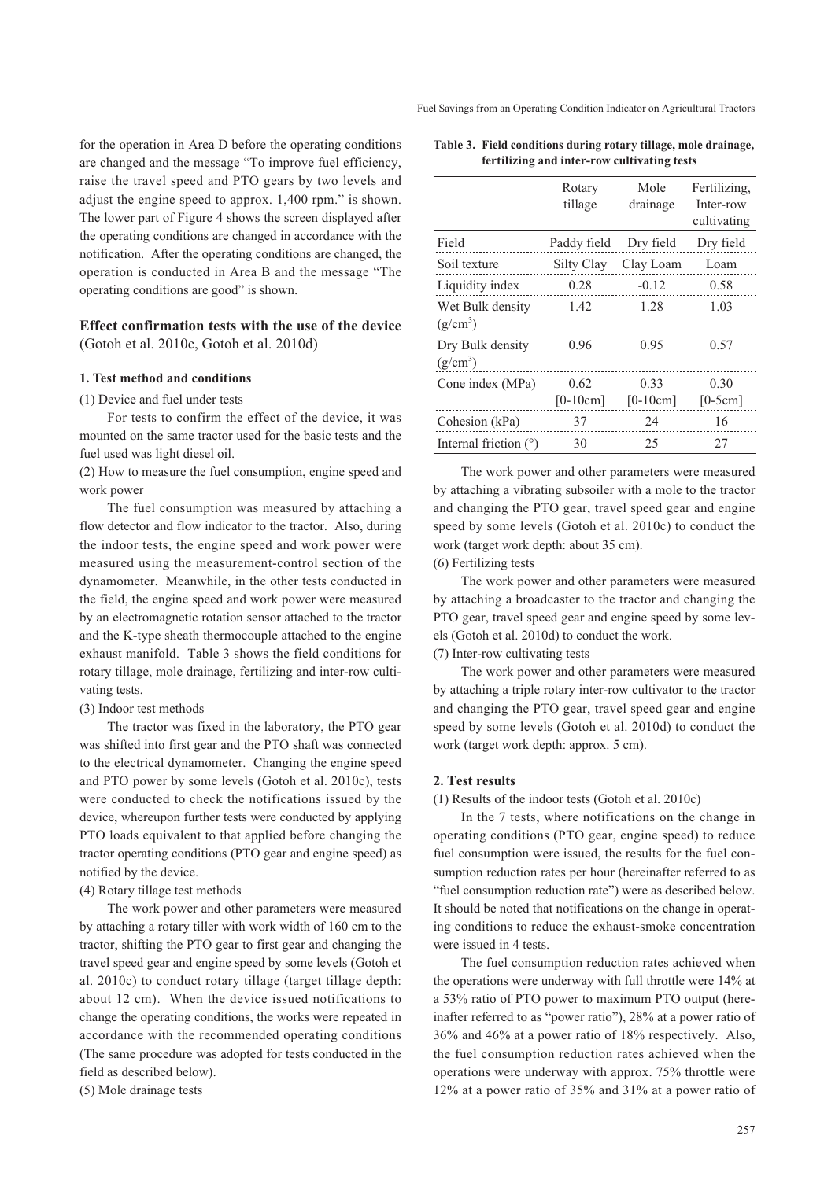for the operation in Area D before the operating conditions are changed and the message "To improve fuel efficiency, raise the travel speed and PTO gears by two levels and adjust the engine speed to approx. 1,400 rpm." is shown. The lower part of Figure 4 shows the screen displayed after the operating conditions are changed in accordance with the notification. After the operating conditions are changed, the operation is conducted in Area B and the message "The operating conditions are good" is shown.

## Effect confirmation tests with the use of the device

(Gotoh et al. 2010c, Gotoh et al. 2010d)

### 1. Test method and conditions

(1) Device and fuel under tests

For tests to confirm the effect of the device, it was mounted on the same tractor used for the basic tests and the fuel used was light diesel oil.

(2) How to measure the fuel consumption, engine speed and work power

The fuel consumption was measured by attaching a flow detector and flow indicator to the tractor. Also, during the indoor tests, the engine speed and work power were measured using the measurement-control section of the dynamometer. Meanwhile, in the other tests conducted in the field, the engine speed and work power were measured by an electromagnetic rotation sensor attached to the tractor and the K-type sheath thermocouple attached to the engine exhaust manifold. Table 3 shows the field conditions for rotary tillage, mole drainage, fertilizing and inter-row cultivating tests.

(3) Indoor test methods

The tractor was fixed in the laboratory, the PTO gear was shifted into first gear and the PTO shaft was connected to the electrical dynamometer. Changing the engine speed and PTO power by some levels (Gotoh et al. 2010c), tests were conducted to check the notifications issued by the device, whereupon further tests were conducted by applying PTO loads equivalent to that applied before changing the tractor operating conditions (PTO gear and engine speed) as notified by the device.

(4) Rotary tillage test methods

The work power and other parameters were measured by attaching a rotary tiller with work width of 160 cm to the tractor, shifting the PTO gear to first gear and changing the travel speed gear and engine speed by some levels (Gotoh et al. 2010c) to conduct rotary tillage (target tillage depth: about 12 cm). When the device issued notifications to change the operating conditions, the works were repeated in accordance with the recommended operating conditions (The same procedure was adopted for tests conducted in the field as described below).

(5) Mole drainage tests

**Table 3. Field conditions during rotary tillage, mole drainage, fertilizing and inter-row cultivating tests**

| | Rotary tillage | Mole drainage | Fertilizing, Inter-row cultivating |
|---|---|---|---|
| Field | Paddy field | Dry field | Dry field |
| Soil texture | Silty Clay | Clay Loam | Loam |
| Liquidity index | 0.28 | -0.12 | 0.58 |
| Wet Bulk density ($g/cm^3$) | 1.42 | 1.28 | 1.03 |
| Dry Bulk density ($g/cm^3$) | 0.96 | 0.95 | 0.57 |
| Cone index (MPa) | 0.62 [0-10cm] | 0.33 [0-10cm] | 0.30 [0-5cm] |
| Cohesion (kPa) | 37 | 24 | 16 |
| Internal friction (°) | 30 | 25 | 27 |

The work power and other parameters were measured by attaching a vibrating subsoiler with a mole to the tractor and changing the PTO gear, travel speed gear and engine speed by some levels (Gotoh et al. 2010c) to conduct the work (target work depth: about 35 cm).

(6) Fertilizing tests

The work power and other parameters were measured by attaching a broadcaster to the tractor and changing the PTO gear, travel speed gear and engine speed by some levels (Gotoh et al. 2010d) to conduct the work.

(7) Inter-row cultivating tests

The work power and other parameters were measured by attaching a triple rotary inter-row cultivator to the tractor and changing the PTO gear, travel speed gear and engine speed by some levels (Gotoh et al. 2010d) to conduct the work (target work depth: approx. 5 cm).

### 2. Test results

(1) Results of the indoor tests (Gotoh et al. 2010c)

In the 7 tests, where notifications on the change in operating conditions (PTO gear, engine speed) to reduce fuel consumption were issued, the results for the fuel consumption reduction rates per hour (hereinafter referred to as "fuel consumption reduction rate") were as described below. It should be noted that notifications on the change in operating conditions to reduce the exhaust-smoke concentration were issued in 4 tests.

The fuel consumption reduction rates achieved when the operations were underway with full throttle were 14% at a 53% ratio of PTO power to maximum PTO output (hereinafter referred to as "power ratio"), 28% at a power ratio of 36% and 46% at a power ratio of 18% respectively. Also, the fuel consumption reduction rates achieved when the operations were underway with approx. 75% throttle were 12% at a power ratio of 35% and 31% at a power ratio of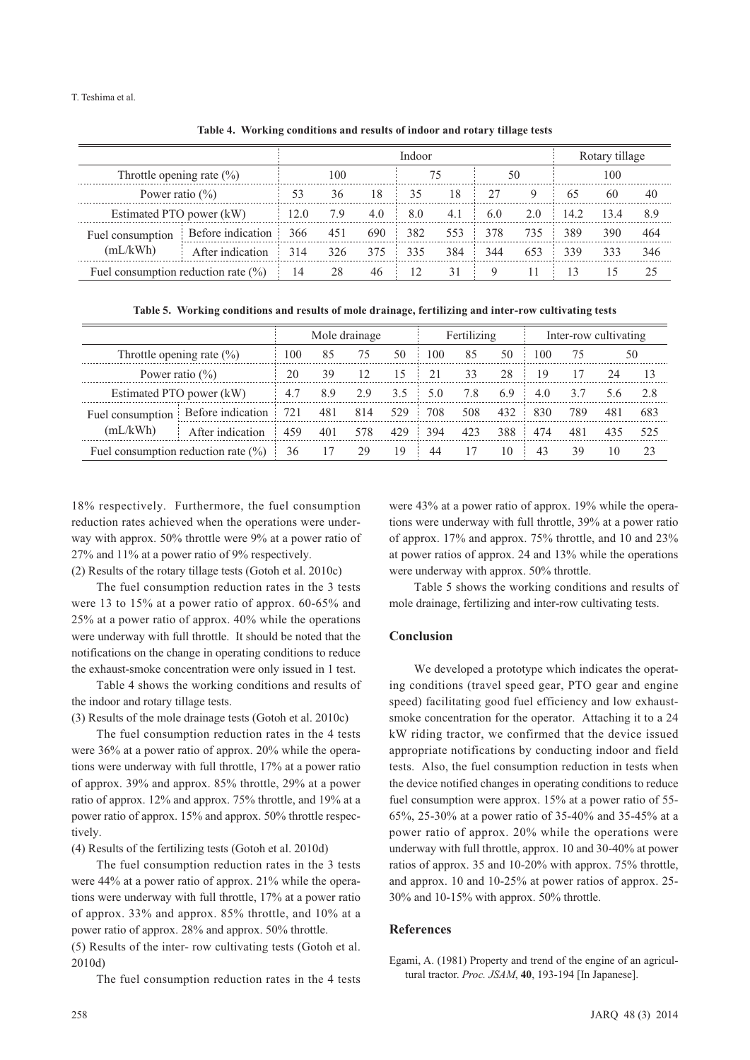**Table 4. Working conditions and results of indoor and rotary tillage tests**

| | | Indoor | | | | | | | Rotary tillage | | |
|---|---|---|---|---|---|---|---|---|---|---|---|
| Throttle opening rate (%) | | 100 | | | 75 | | 50 | | 100 | | |
| Power ratio (%) | | 53 | 36 | 18 | 35 | 18 | 27 | 9 | 65 | 60 | 40 |
| Estimated PTO power (kW) | | 12.0 | 7.9 | 4.0 | 8.0 | 4.1 | 6.0 | 2.0 | 14.2 | 13.4 | 8.9 |
| Fuel consumption (mL/kWh) | Before indication | 366 | 451 | 690 | 382 | 553 | 378 | 735 | 389 | 390 | 464 |
| | After indication | 314 | 326 | 375 | 335 | 384 | 344 | 653 | 339 | 333 | 346 |
| Fuel consumption reduction rate (%) | | 14 | 28 | 46 | 12 | 31 | 9 | 11 | 13 | 15 | 25 |

**Table 5. Working conditions and results of mole drainage, fertilizing and inter-row cultivating tests**

| | | Mole drainage | | | | Fertilizing | | | Inter-row cultivating | | | |
|---|---|---|---|---|---|---|---|---|---|---|---|---|
| Throttle opening rate (%) | | 100 | 85 | 75 | 50 | 100 | 85 | 50 | 100 | 75 | 50 | |
| Power ratio (%) | | 20 | 39 | 12 | 15 | 21 | 33 | 28 | 19 | 17 | 24 | 13 |
| Estimated PTO power (kW) | | 4.7 | 8.9 | 2.9 | 3.5 | 5.0 | 7.8 | 6.9 | 4.0 | 3.7 | 5.6 | 2.8 |
| Fuel consumption (mL/kWh) | Before indication | 721 | 481 | 814 | 529 | 708 | 508 | 432 | 830 | 789 | 481 | 683 |
| | After indication | 459 | 401 | 578 | 429 | 394 | 423 | 388 | 474 | 481 | 435 | 525 |
| Fuel consumption reduction rate (%) | | 36 | 17 | 29 | 19 | 44 | 17 | 10 | 43 | 39 | 10 | 23 |

18% respectively. Furthermore, the fuel consumption reduction rates achieved when the operations were underway with approx. 50% throttle were 9% at a power ratio of 27% and 11% at a power ratio of 9% respectively.

(2) Results of the rotary tillage tests (Gotoh et al. 2010c)

The fuel consumption reduction rates in the 3 tests were 13 to 15% at a power ratio of approx. 60-65% and 25% at a power ratio of approx. 40% while the operations were underway with full throttle. It should be noted that the notifications on the change in operating conditions to reduce the exhaust-smoke concentration were only issued in 1 test.

Table 4 shows the working conditions and results of the indoor and rotary tillage tests.

(3) Results of the mole drainage tests (Gotoh et al. 2010c)

The fuel consumption reduction rates in the 4 tests were 36% at a power ratio of approx. 20% while the operations were underway with full throttle, 17% at a power ratio of approx. 39% and approx. 85% throttle, 29% at a power ratio of approx. 12% and approx. 75% throttle, and 19% at a power ratio of approx. 15% and approx. 50% throttle respectively.

(4) Results of the fertilizing tests (Gotoh et al. 2010d)

The fuel consumption reduction rates in the 3 tests were 44% at a power ratio of approx. 21% while the operations were underway with full throttle, 17% at a power ratio of approx. 33% and approx. 85% throttle, and 10% at a power ratio of approx. 28% and approx. 50% throttle.

(5) Results of the inter- row cultivating tests (Gotoh et al. 2010d)

The fuel consumption reduction rates in the 4 tests were 43% at a power ratio of approx. 19% while the operations were underway with full throttle, 39% at a power ratio of approx. 17% and approx. 75% throttle, and 10 and 23% at power ratios of approx. 24 and 13% while the operations were underway with approx. 50% throttle.

Table 5 shows the working conditions and results of mole drainage, fertilizing and inter-row cultivating tests.

## Conclusion

We developed a prototype which indicates the operating conditions (travel speed gear, PTO gear and engine speed) facilitating good fuel efficiency and low exhaust-smoke concentration for the operator. Attaching it to a 24 kW riding tractor, we confirmed that the device issued appropriate notifications by conducting indoor and field tests. Also, the fuel consumption reduction in tests when the device notified changes in operating conditions to reduce fuel consumption were approx. 15% at a power ratio of 55-65%, 25-30% at a power ratio of 35-40% and 35-45% at a power ratio of approx. 20% while the operations were underway with full throttle, approx. 10 and 30-40% at power ratios of approx. 35 and 10-20% with approx. 75% throttle, and approx. 10 and 10-25% at power ratios of approx. 25-30% and 10-15% with approx. 50% throttle.

## References

Egami, A. (1981) Property and trend of the engine of an agricultural tractor. *Proc. JSAM*, **40**, 193-194 [In Japanese].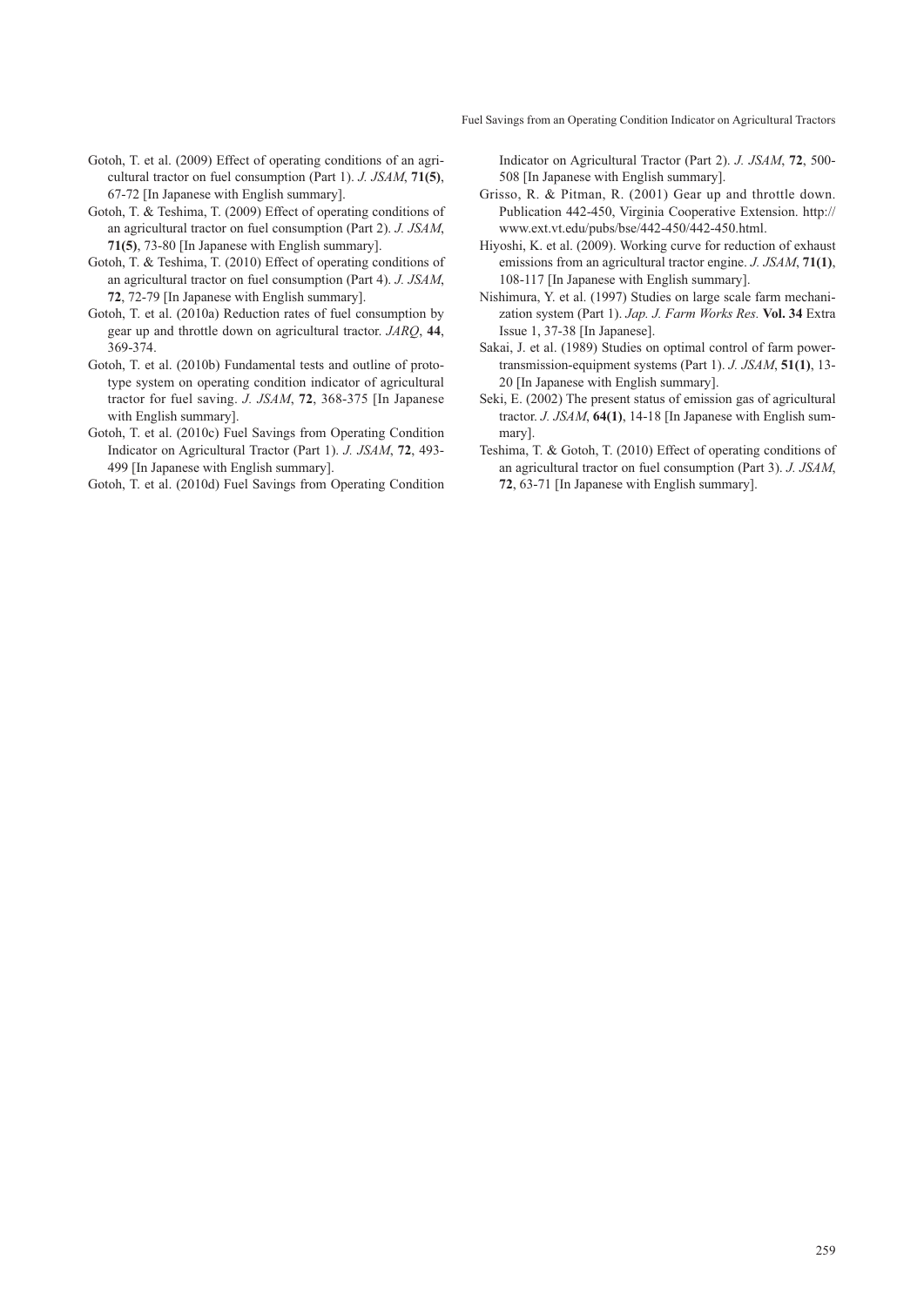Gotoh, T. et al. (2009) Effect of operating conditions of an agricultural tractor on fuel consumption (Part 1). *J. JSAM*, **71(5)**, 67-72 [In Japanese with English summary].

Gotoh, T. & Teshima, T. (2009) Effect of operating conditions of an agricultural tractor on fuel consumption (Part 2). *J. JSAM*, **71(5)**, 73-80 [In Japanese with English summary].

Gotoh, T. & Teshima, T. (2010) Effect of operating conditions of an agricultural tractor on fuel consumption (Part 4). *J. JSAM*, **72**, 72-79 [In Japanese with English summary].

Gotoh, T. et al. (2010a) Reduction rates of fuel consumption by gear up and throttle down on agricultural tractor. *JARQ*, **44**, 369-374.

Gotoh, T. et al. (2010b) Fundamental tests and outline of prototype system on operating condition indicator of agricultural tractor for fuel saving. *J. JSAM*, **72**, 368-375 [In Japanese with English summary].

Gotoh, T. et al. (2010c) Fuel Savings from Operating Condition Indicator on Agricultural Tractor (Part 1). *J. JSAM*, **72**, 493-499 [In Japanese with English summary].

Gotoh, T. et al. (2010d) Fuel Savings from Operating Condition Indicator on Agricultural Tractor (Part 2). *J. JSAM*, **72**, 500-508 [In Japanese with English summary].

Grisso, R. & Pitman, R. (2001) Gear up and throttle down. Publication 442-450, Virginia Cooperative Extension. http://www.ext.vt.edu/pubs/bse/442-450/442-450.html.

Hiyoshi, K. et al. (2009). Working curve for reduction of exhaust emissions from an agricultural tractor engine. *J. JSAM*, **71(1)**, 108-117 [In Japanese with English summary].

Nishimura, Y. et al. (1997) Studies on large scale farm mechanization system (Part 1). *Jap. J. Farm Works Res.* **Vol. 34** Extra Issue 1, 37-38 [In Japanese].

Sakai, J. et al. (1989) Studies on optimal control of farm power-transmission-equipment systems (Part 1). *J. JSAM*, **51(1)**, 13-20 [In Japanese with English summary].

Seki, E. (2002) The present status of emission gas of agricultural tractor. *J. JSAM*, **64(1)**, 14-18 [In Japanese with English summary].

Teshima, T. & Gotoh, T. (2010) Effect of operating conditions of an agricultural tractor on fuel consumption (Part 3). *J. JSAM*, **72**, 63-71 [In Japanese with English summary].